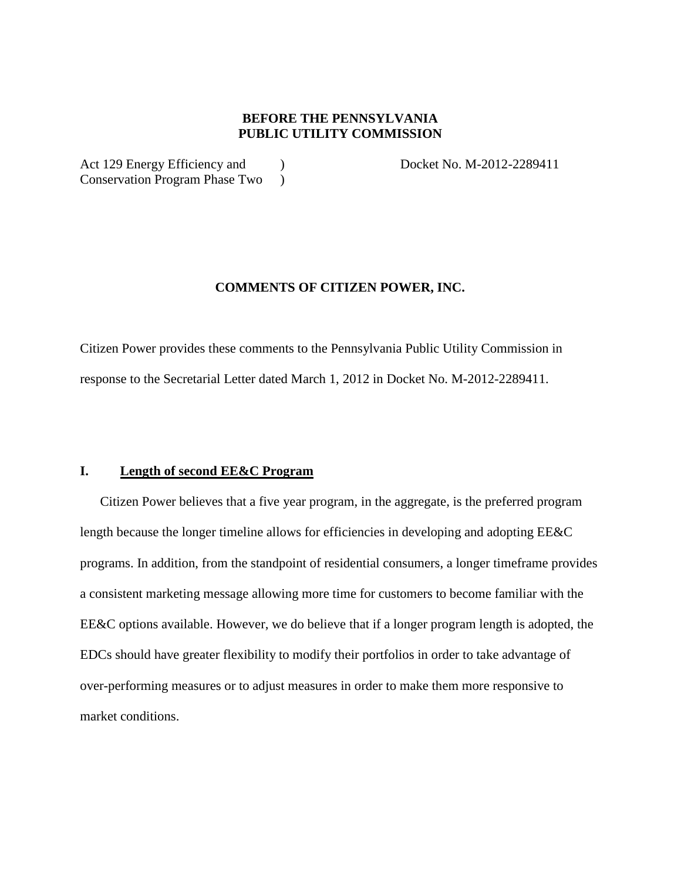**BEFORE THE PENNSYLVANIA PUBLIC UTILITY COMMISSION**

| | | |
|---|---|---|
| Act 129 Energy Efficiency and Conservation Program Phase Two | ) ) | Docket No. M-2012-2289411 |

**COMMENTS OF CITIZEN POWER, INC.**

Citizen Power provides these comments to the Pennsylvania Public Utility Commission in response to the Secretarial Letter dated March 1, 2012 in Docket No. M-2012-2289411.

## I. Length of second EE&C Program

Citizen Power believes that a five year program, in the aggregate, is the preferred program length because the longer timeline allows for efficiencies in developing and adopting EE&C programs. In addition, from the standpoint of residential consumers, a longer timeframe provides a consistent marketing message allowing more time for customers to become familiar with the EE&C options available. However, we do believe that if a longer program length is adopted, the EDCs should have greater flexibility to modify their portfolios in order to take advantage of over-performing measures or to adjust measures in order to make them more responsive to market conditions.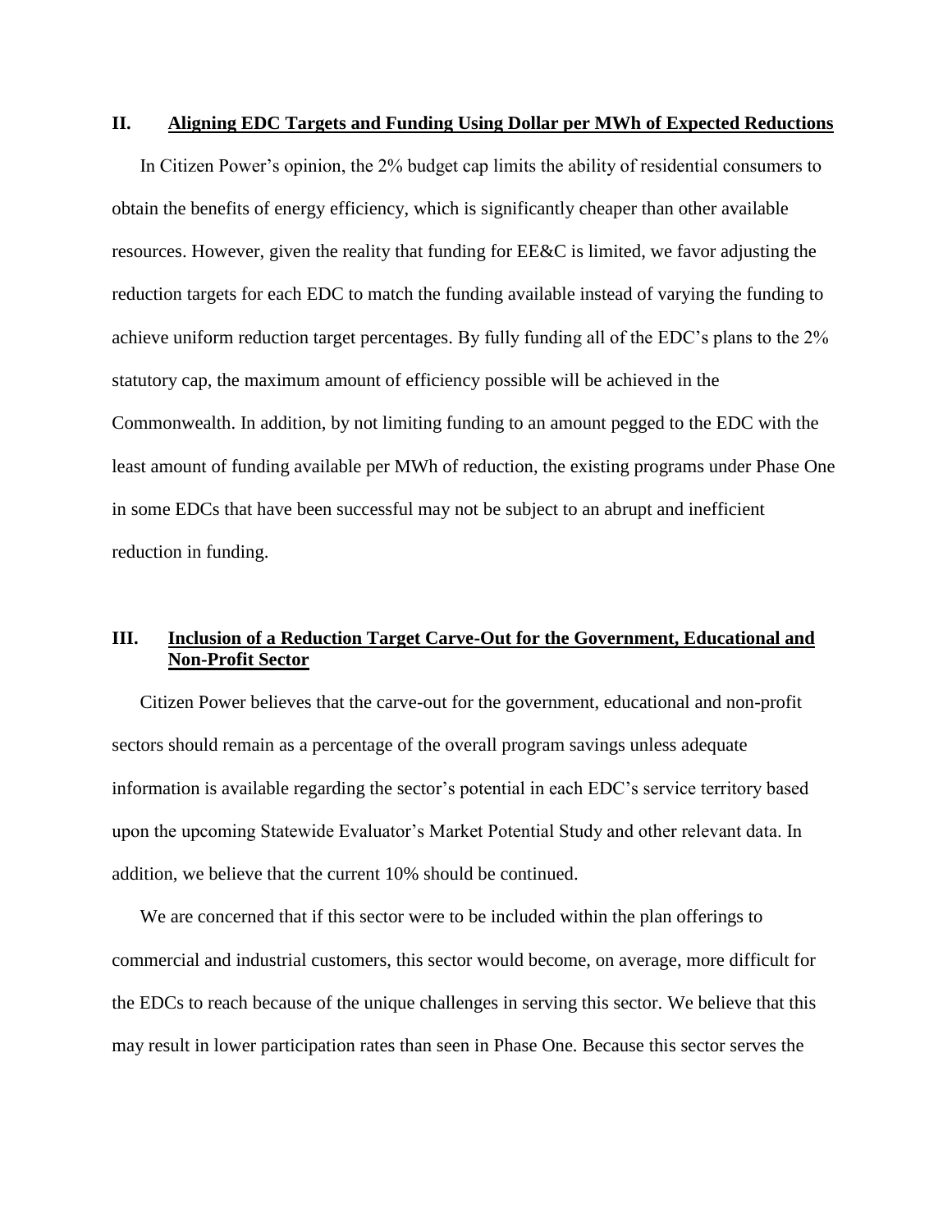## II. Aligning EDC Targets and Funding Using Dollar per MWh of Expected Reductions

In Citizen Power's opinion, the 2% budget cap limits the ability of residential consumers to obtain the benefits of energy efficiency, which is significantly cheaper than other available resources. However, given the reality that funding for EE&C is limited, we favor adjusting the reduction targets for each EDC to match the funding available instead of varying the funding to achieve uniform reduction target percentages. By fully funding all of the EDC's plans to the 2% statutory cap, the maximum amount of efficiency possible will be achieved in the Commonwealth. In addition, by not limiting funding to an amount pegged to the EDC with the least amount of funding available per MWh of reduction, the existing programs under Phase One in some EDCs that have been successful may not be subject to an abrupt and inefficient reduction in funding.

## III. Inclusion of a Reduction Target Carve-Out for the Government, Educational and Non-Profit Sector

Citizen Power believes that the carve-out for the government, educational and non-profit sectors should remain as a percentage of the overall program savings unless adequate information is available regarding the sector's potential in each EDC's service territory based upon the upcoming Statewide Evaluator's Market Potential Study and other relevant data. In addition, we believe that the current 10% should be continued.

We are concerned that if this sector were to be included within the plan offerings to commercial and industrial customers, this sector would become, on average, more difficult for the EDCs to reach because of the unique challenges in serving this sector. We believe that this may result in lower participation rates than seen in Phase One. Because this sector serves the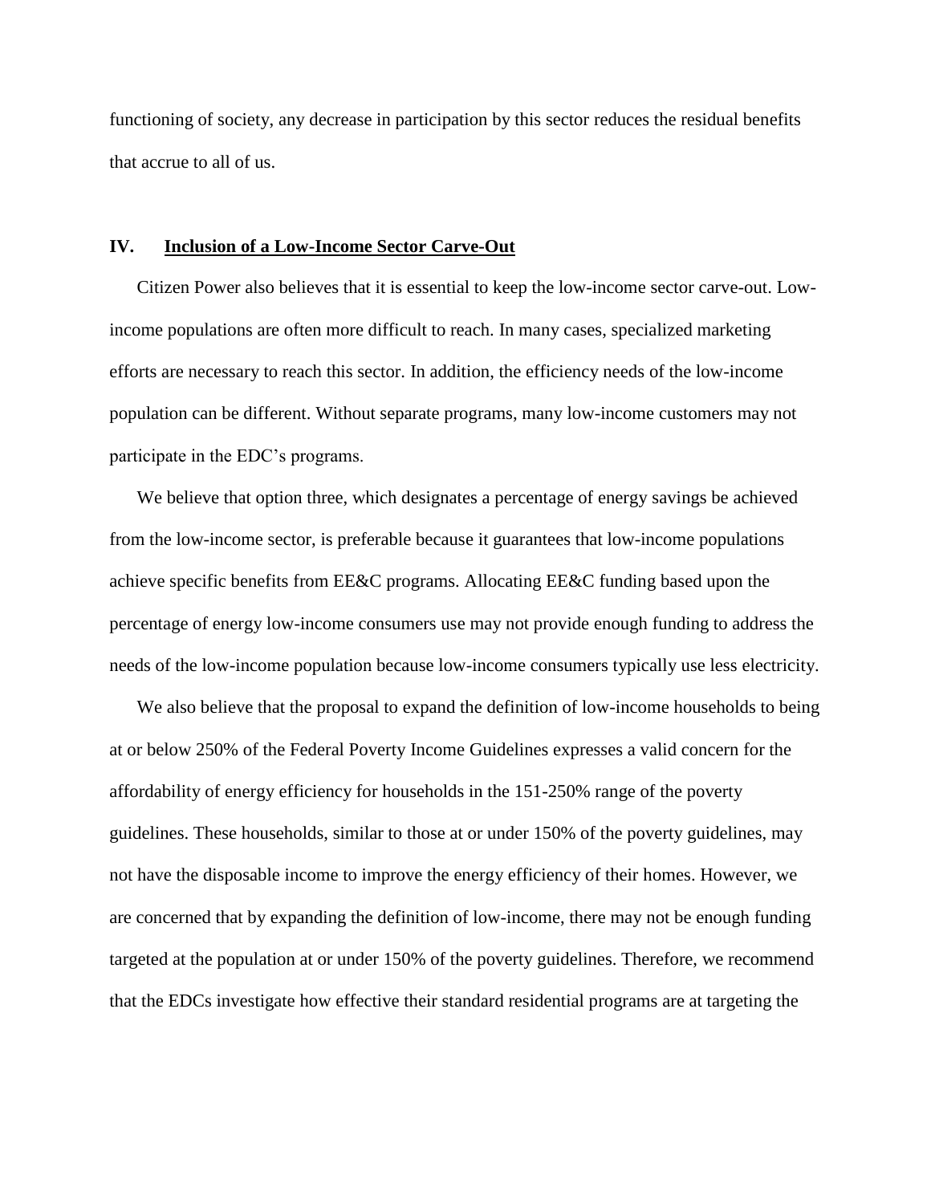functioning of society, any decrease in participation by this sector reduces the residual benefits that accrue to all of us.

## IV. Inclusion of a Low-Income Sector Carve-Out

Citizen Power also believes that it is essential to keep the low-income sector carve-out. Low-income populations are often more difficult to reach. In many cases, specialized marketing efforts are necessary to reach this sector. In addition, the efficiency needs of the low-income population can be different. Without separate programs, many low-income customers may not participate in the EDC's programs.

We believe that option three, which designates a percentage of energy savings be achieved from the low-income sector, is preferable because it guarantees that low-income populations achieve specific benefits from EE&C programs. Allocating EE&C funding based upon the percentage of energy low-income consumers use may not provide enough funding to address the needs of the low-income population because low-income consumers typically use less electricity.

We also believe that the proposal to expand the definition of low-income households to being at or below 250% of the Federal Poverty Income Guidelines expresses a valid concern for the affordability of energy efficiency for households in the 151-250% range of the poverty guidelines. These households, similar to those at or under 150% of the poverty guidelines, may not have the disposable income to improve the energy efficiency of their homes. However, we are concerned that by expanding the definition of low-income, there may not be enough funding targeted at the population at or under 150% of the poverty guidelines. Therefore, we recommend that the EDCs investigate how effective their standard residential programs are at targeting the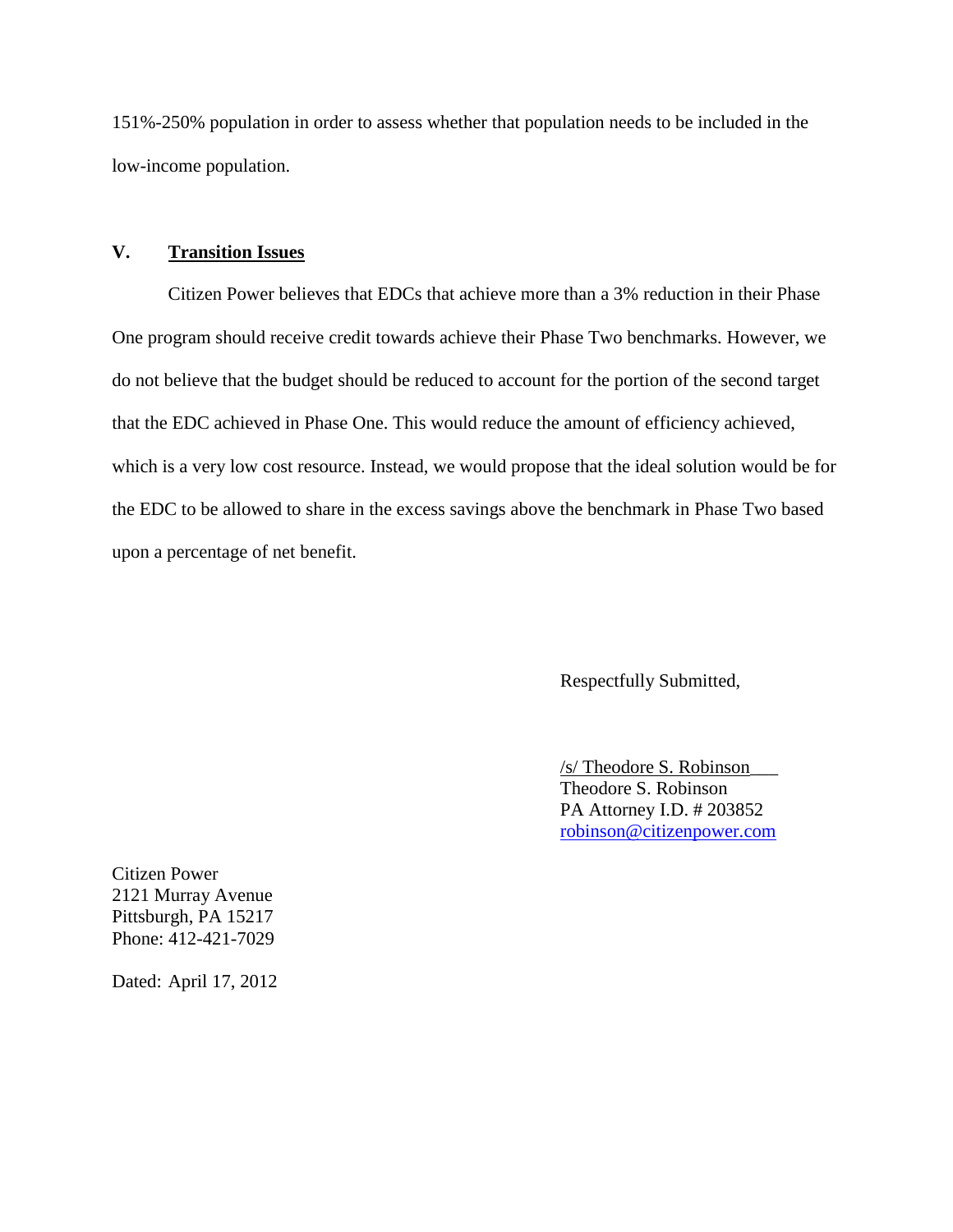151%-250% population in order to assess whether that population needs to be included in the low-income population.

## V. Transition Issues

Citizen Power believes that EDCs that achieve more than a 3% reduction in their Phase One program should receive credit towards achieve their Phase Two benchmarks. However, we do not believe that the budget should be reduced to account for the portion of the second target that the EDC achieved in Phase One. This would reduce the amount of efficiency achieved, which is a very low cost resource. Instead, we would propose that the ideal solution would be for the EDC to be allowed to share in the excess savings above the benchmark in Phase Two based upon a percentage of net benefit.

Respectfully Submitted,

/s/ Theodore S. Robinson
Theodore S. Robinson
PA Attorney I.D. # 203852
robinson@citizenpower.com

Citizen Power
2121 Murray Avenue
Pittsburgh, PA 15217
Phone: 412-421-7029

Dated: April 17, 2012